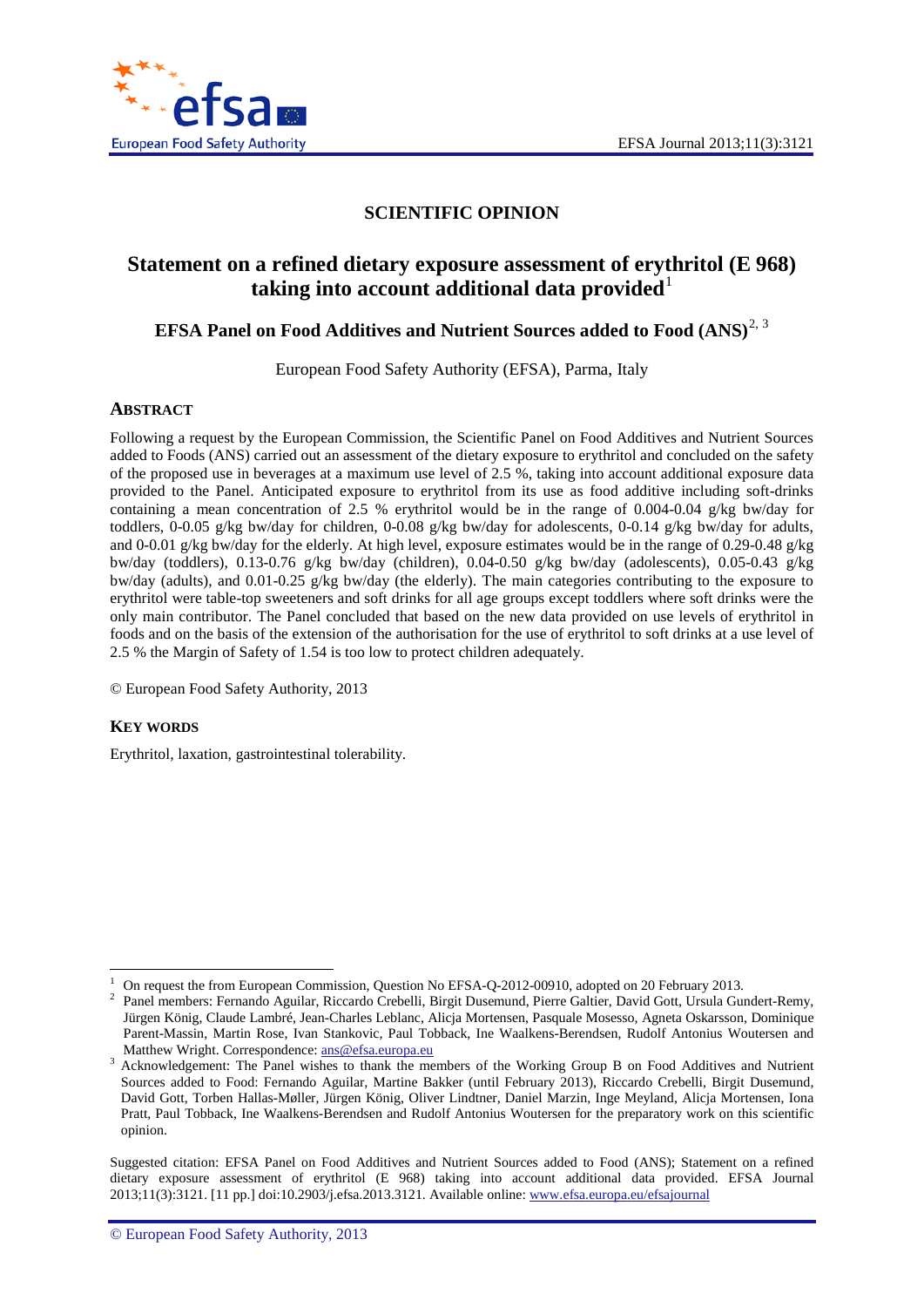# SCIENTIFIC OPINION

## Statement on a refined dietary exposure assessment of erythritol (E 968) taking into account additional data provided[1]

### EFSA Panel on Food Additives and Nutrient Sources added to Food (ANS)[2, 3]

European Food Safety Authority (EFSA), Parma, Italy

## ABSTRACT

Following a request by the European Commission, the Scientific Panel on Food Additives and Nutrient Sources added to Foods (ANS) carried out an assessment of the dietary exposure to erythritol and concluded on the safety of the proposed use in beverages at a maximum use level of 2.5 %, taking into account additional exposure data provided to the Panel. Anticipated exposure to erythritol from its use as food additive including soft-drinks containing a mean concentration of 2.5 % erythritol would be in the range of 0.004-0.04 g/kg bw/day for toddlers, 0-0.05 g/kg bw/day for children, 0-0.08 g/kg bw/day for adolescents, 0-0.14 g/kg bw/day for adults, and 0-0.01 g/kg bw/day for the elderly. At high level, exposure estimates would be in the range of 0.29-0.48 g/kg bw/day (toddlers), 0.13-0.76 g/kg bw/day (children), 0.04-0.50 g/kg bw/day (adolescents), 0.05-0.43 g/kg bw/day (adults), and 0.01-0.25 g/kg bw/day (the elderly). The main categories contributing to the exposure to erythritol were table-top sweeteners and soft drinks for all age groups except toddlers where soft drinks were the only main contributor. The Panel concluded that based on the new data provided on use levels of erythritol in foods and on the basis of the extension of the authorisation for the use of erythritol to soft drinks at a use level of 2.5 % the Margin of Safety of 1.54 is too low to protect children adequately.

© European Food Safety Authority, 2013

## KEY WORDS

Erythritol, laxation, gastrointestinal tolerability.

---

[1] On request the from European Commission, Question No EFSA-Q-2012-00910, adopted on 20 February 2013.

[2] Panel members: Fernando Aguilar, Riccardo Crebelli, Birgit Dusemund, Pierre Galtier, David Gott, Ursula Gundert-Remy, Jürgen König, Claude Lambré, Jean-Charles Leblanc, Alicja Mortensen, Pasquale Mosesso, Agneta Oskarsson, Dominique Parent-Massin, Martin Rose, Ivan Stankovic, Paul Tobback, Ine Waalkens-Berendsen, Rudolf Antonius Woutersen and Matthew Wright. Correspondence: ans@efsa.europa.eu

[3] Acknowledgement: The Panel wishes to thank the members of the Working Group B on Food Additives and Nutrient Sources added to Food: Fernando Aguilar, Martine Bakker (until February 2013), Riccardo Crebelli, Birgit Dusemund, David Gott, Torben Hallas-Møller, Jürgen König, Oliver Lindtner, Daniel Marzin, Inge Meyland, Alicja Mortensen, Iona Pratt, Paul Tobback, Ine Waalkens-Berendsen and Rudolf Antonius Woutersen for the preparatory work on this scientific opinion.

Suggested citation: EFSA Panel on Food Additives and Nutrient Sources added to Food (ANS); Statement on a refined dietary exposure assessment of erythritol (E 968) taking into account additional data provided. EFSA Journal 2013;11(3):3121. [11 pp.] doi:10.2903/j.efsa.2013.3121. Available online: www.efsa.europa.eu/efsajournal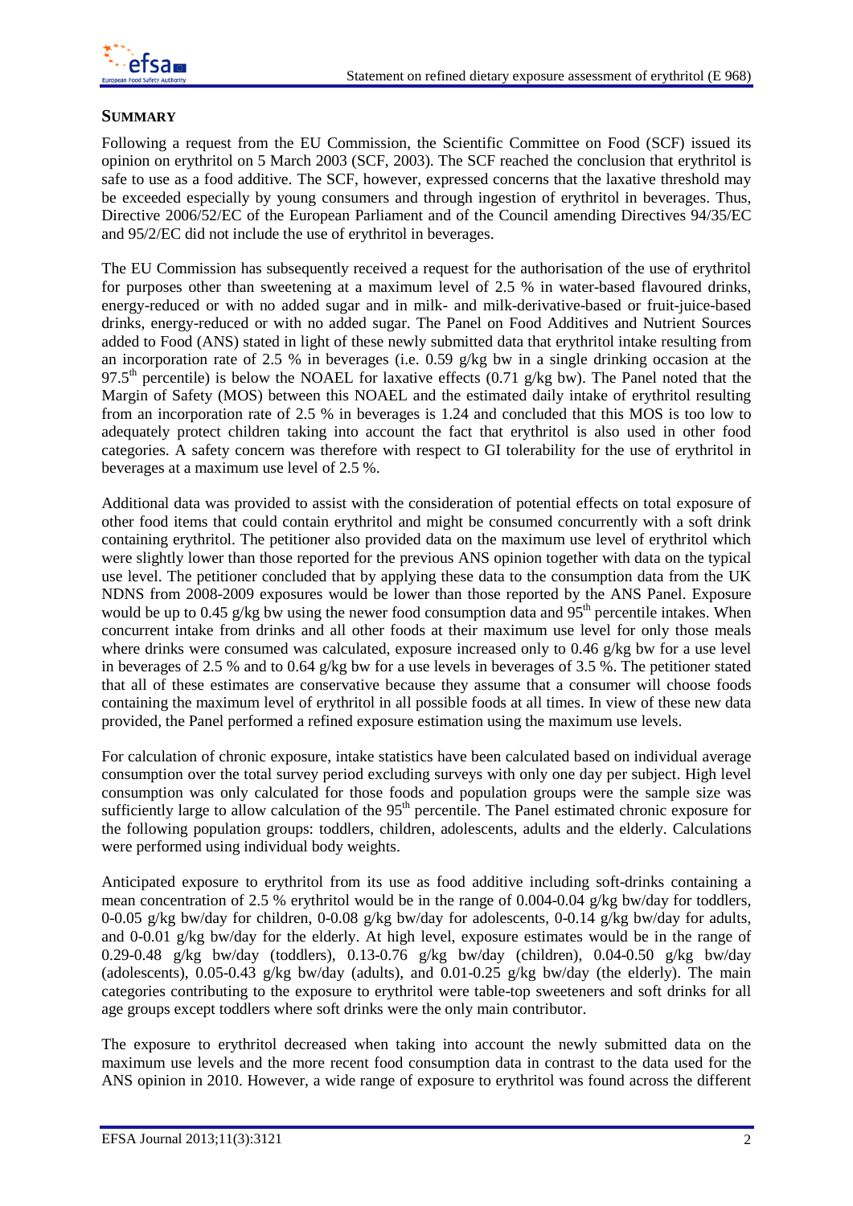## SUMMARY

Following a request from the EU Commission, the Scientific Committee on Food (SCF) issued its opinion on erythritol on 5 March 2003 (SCF, 2003). The SCF reached the conclusion that erythritol is safe to use as a food additive. The SCF, however, expressed concerns that the laxative threshold may be exceeded especially by young consumers and through ingestion of erythritol in beverages. Thus, Directive 2006/52/EC of the European Parliament and of the Council amending Directives 94/35/EC and 95/2/EC did not include the use of erythritol in beverages.

The EU Commission has subsequently received a request for the authorisation of the use of erythritol for purposes other than sweetening at a maximum level of 2.5 % in water-based flavoured drinks, energy-reduced or with no added sugar and in milk- and milk-derivative-based or fruit-juice-based drinks, energy-reduced or with no added sugar. The Panel on Food Additives and Nutrient Sources added to Food (ANS) stated in light of these newly submitted data that erythritol intake resulting from an incorporation rate of 2.5 % in beverages (i.e. 0.59 g/kg bw in a single drinking occasion at the 97.5$^{th}$ percentile) is below the NOAEL for laxative effects (0.71 g/kg bw). The Panel noted that the Margin of Safety (MOS) between this NOAEL and the estimated daily intake of erythritol resulting from an incorporation rate of 2.5 % in beverages is 1.24 and concluded that this MOS is too low to adequately protect children taking into account the fact that erythritol is also used in other food categories. A safety concern was therefore with respect to GI tolerability for the use of erythritol in beverages at a maximum use level of 2.5 %.

Additional data was provided to assist with the consideration of potential effects on total exposure of other food items that could contain erythritol and might be consumed concurrently with a soft drink containing erythritol. The petitioner also provided data on the maximum use level of erythritol which were slightly lower than those reported for the previous ANS opinion together with data on the typical use level. The petitioner concluded that by applying these data to the consumption data from the UK NDNS from 2008-2009 exposures would be lower than those reported by the ANS Panel. Exposure would be up to 0.45 g/kg bw using the newer food consumption data and 95$^{th}$ percentile intakes. When concurrent intake from drinks and all other foods at their maximum use level for only those meals where drinks were consumed was calculated, exposure increased only to 0.46 g/kg bw for a use level in beverages of 2.5 % and to 0.64 g/kg bw for a use levels in beverages of 3.5 %. The petitioner stated that all of these estimates are conservative because they assume that a consumer will choose foods containing the maximum level of erythritol in all possible foods at all times. In view of these new data provided, the Panel performed a refined exposure estimation using the maximum use levels.

For calculation of chronic exposure, intake statistics have been calculated based on individual average consumption over the total survey period excluding surveys with only one day per subject. High level consumption was only calculated for those foods and population groups were the sample size was sufficiently large to allow calculation of the 95$^{th}$ percentile. The Panel estimated chronic exposure for the following population groups: toddlers, children, adolescents, adults and the elderly. Calculations were performed using individual body weights.

Anticipated exposure to erythritol from its use as food additive including soft-drinks containing a mean concentration of 2.5 % erythritol would be in the range of 0.004-0.04 g/kg bw/day for toddlers, 0-0.05 g/kg bw/day for children, 0-0.08 g/kg bw/day for adolescents, 0-0.14 g/kg bw/day for adults, and 0-0.01 g/kg bw/day for the elderly. At high level, exposure estimates would be in the range of 0.29-0.48 g/kg bw/day (toddlers), 0.13-0.76 g/kg bw/day (children), 0.04-0.50 g/kg bw/day (adolescents), 0.05-0.43 g/kg bw/day (adults), and 0.01-0.25 g/kg bw/day (the elderly). The main categories contributing to the exposure to erythritol were table-top sweeteners and soft drinks for all age groups except toddlers where soft drinks were the only main contributor.

The exposure to erythritol decreased when taking into account the newly submitted data on the maximum use levels and the more recent food consumption data in contrast to the data used for the ANS opinion in 2010. However, a wide range of exposure to erythritol was found across the different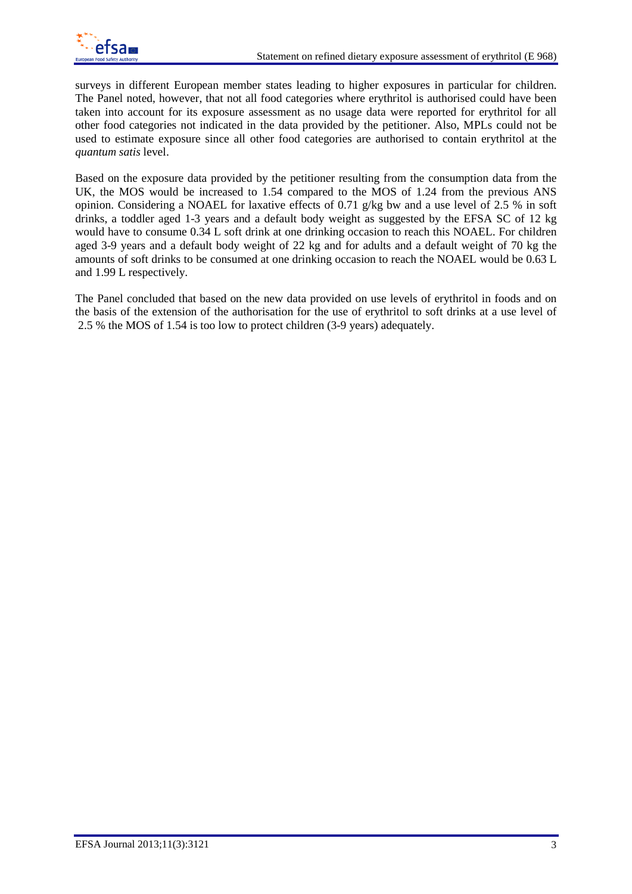surveys in different European member states leading to higher exposures in particular for children. The Panel noted, however, that not all food categories where erythritol is authorised could have been taken into account for its exposure assessment as no usage data were reported for erythritol for all other food categories not indicated in the data provided by the petitioner. Also, MPLs could not be used to estimate exposure since all other food categories are authorised to contain erythritol at the *quantum satis* level.

Based on the exposure data provided by the petitioner resulting from the consumption data from the UK, the MOS would be increased to 1.54 compared to the MOS of 1.24 from the previous ANS opinion. Considering a NOAEL for laxative effects of 0.71 g/kg bw and a use level of 2.5 % in soft drinks, a toddler aged 1-3 years and a default body weight as suggested by the EFSA SC of 12 kg would have to consume 0.34 L soft drink at one drinking occasion to reach this NOAEL. For children aged 3-9 years and a default body weight of 22 kg and for adults and a default weight of 70 kg the amounts of soft drinks to be consumed at one drinking occasion to reach the NOAEL would be 0.63 L and 1.99 L respectively.

The Panel concluded that based on the new data provided on use levels of erythritol in foods and on the basis of the extension of the authorisation for the use of erythritol to soft drinks at a use level of 2.5 % the MOS of 1.54 is too low to protect children (3-9 years) adequately.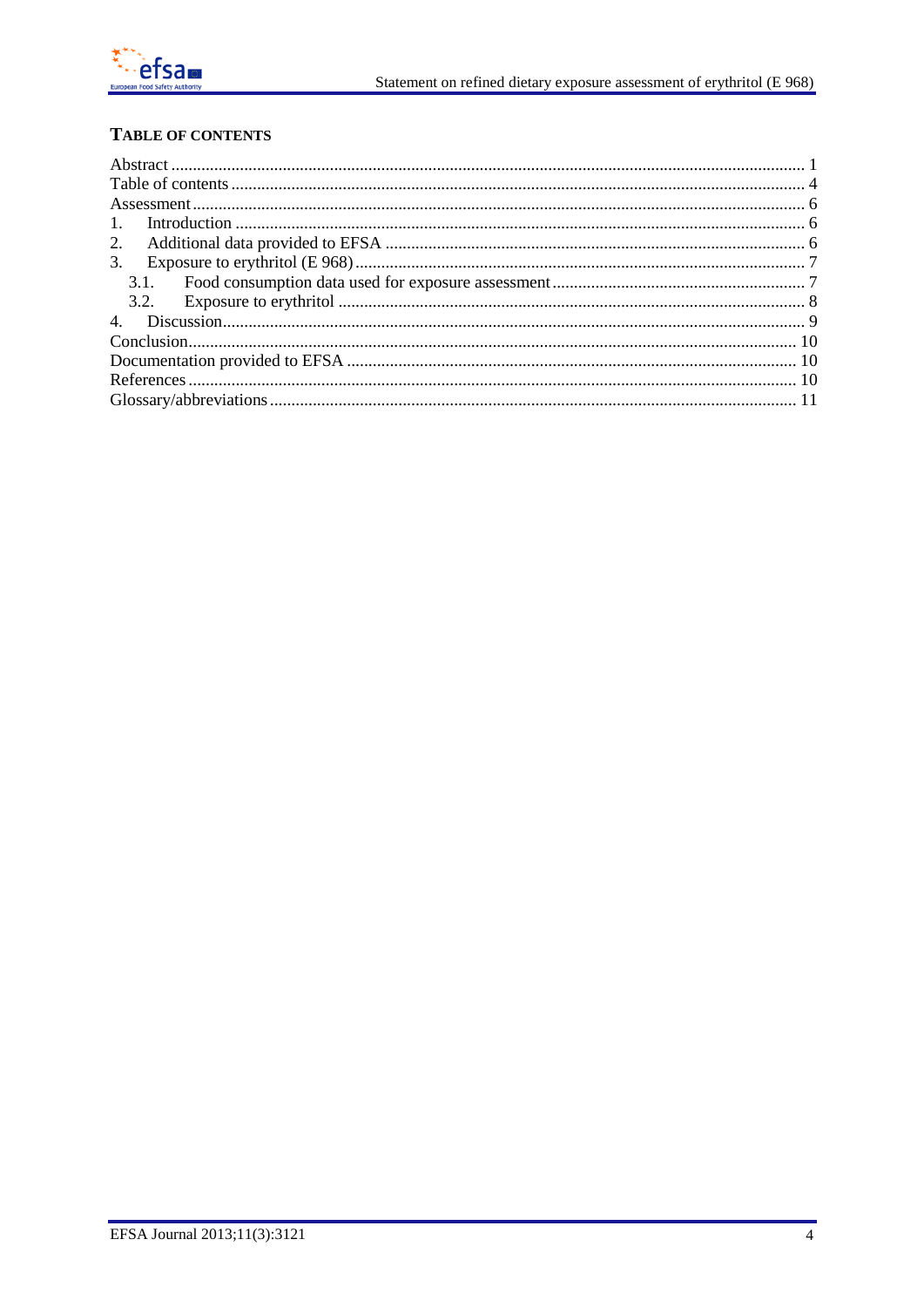## TABLE OF CONTENTS

Abstract ..... 1
Table of contents ..... 4
Assessment ..... 6
1. Introduction ..... 6
2. Additional data provided to EFSA ..... 6
3. Exposure to erythritol (E 968) ..... 7
   3.1. Food consumption data used for exposure assessment ..... 7
   3.2. Exposure to erythritol ..... 8
4. Discussion ..... 9
Conclusion ..... 10
Documentation provided to EFSA ..... 10
References ..... 10
Glossary/abbreviations ..... 11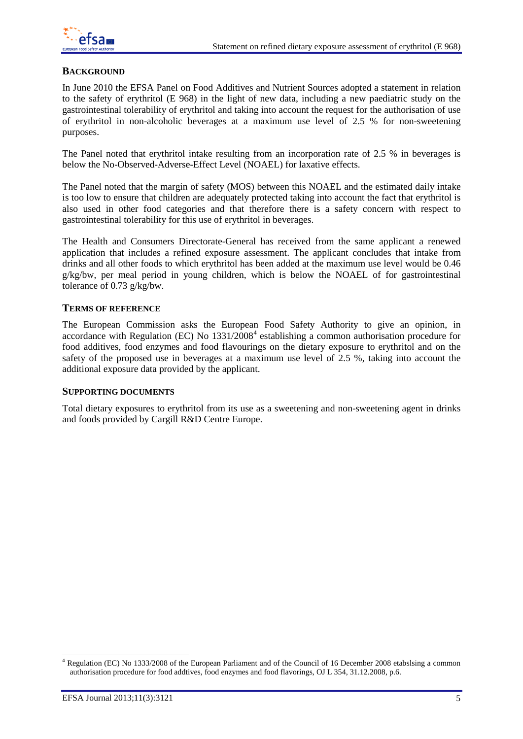## Background

In June 2010 the EFSA Panel on Food Additives and Nutrient Sources adopted a statement in relation to the safety of erythritol (E 968) in the light of new data, including a new paediatric study on the gastrointestinal tolerability of erythritol and taking into account the request for the authorisation of use of erythritol in non-alcoholic beverages at a maximum use level of 2.5 % for non-sweetening purposes.

The Panel noted that erythritol intake resulting from an incorporation rate of 2.5 % in beverages is below the No-Observed-Adverse-Effect Level (NOAEL) for laxative effects.

The Panel noted that the margin of safety (MOS) between this NOAEL and the estimated daily intake is too low to ensure that children are adequately protected taking into account the fact that erythritol is also used in other food categories and that therefore there is a safety concern with respect to gastrointestinal tolerability for this use of erythritol in beverages.

The Health and Consumers Directorate-General has received from the same applicant a renewed application that includes a refined exposure assessment. The applicant concludes that intake from drinks and all other foods to which erythritol has been added at the maximum use level would be 0.46 g/kg/bw, per meal period in young children, which is below the NOAEL of for gastrointestinal tolerance of 0.73 g/kg/bw.

## Terms of reference

The European Commission asks the European Food Safety Authority to give an opinion, in accordance with Regulation (EC) No 1331/2008[4] establishing a common authorisation procedure for food additives, food enzymes and food flavourings on the dietary exposure to erythritol and on the safety of the proposed use in beverages at a maximum use level of 2.5 %, taking into account the additional exposure data provided by the applicant.

## Supporting documents

Total dietary exposures to erythritol from its use as a sweetening and non-sweetening agent in drinks and foods provided by Cargill R&D Centre Europe.

---

[4] Regulation (EC) No 1333/2008 of the European Parliament and of the Council of 16 December 2008 etabslsing a common authorisation procedure for food addtives, food enzymes and food flavorings, OJ L 354, 31.12.2008, p.6.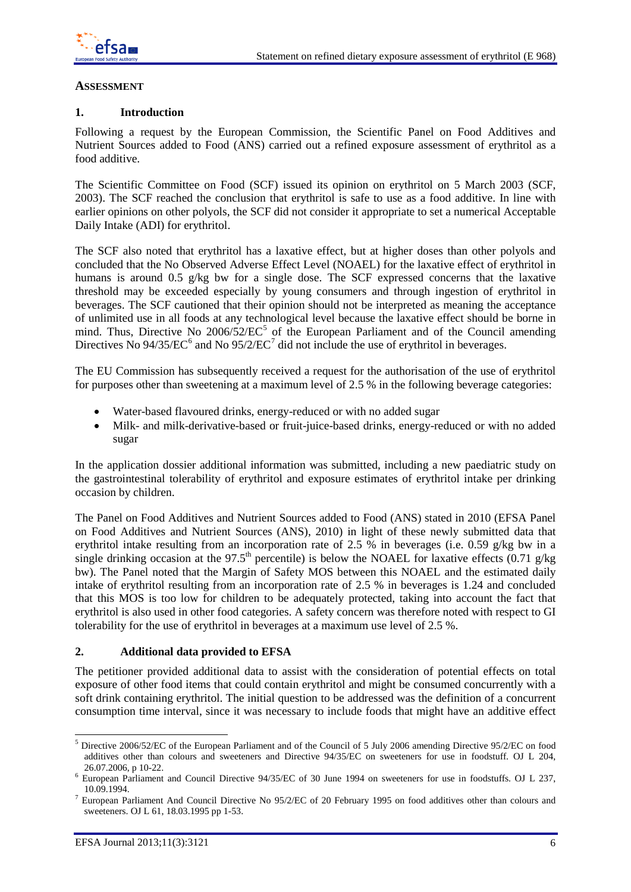## ASSESSMENT

### 1. Introduction

Following a request by the European Commission, the Scientific Panel on Food Additives and Nutrient Sources added to Food (ANS) carried out a refined exposure assessment of erythritol as a food additive.

The Scientific Committee on Food (SCF) issued its opinion on erythritol on 5 March 2003 (SCF, 2003). The SCF reached the conclusion that erythritol is safe to use as a food additive. In line with earlier opinions on other polyols, the SCF did not consider it appropriate to set a numerical Acceptable Daily Intake (ADI) for erythritol.

The SCF also noted that erythritol has a laxative effect, but at higher doses than other polyols and concluded that the No Observed Adverse Effect Level (NOAEL) for the laxative effect of erythritol in humans is around 0.5 g/kg bw for a single dose. The SCF expressed concerns that the laxative threshold may be exceeded especially by young consumers and through ingestion of erythritol in beverages. The SCF cautioned that their opinion should not be interpreted as meaning the acceptance of unlimited use in all foods at any technological level because the laxative effect should be borne in mind. Thus, Directive No 2006/52/EC[5] of the European Parliament and of the Council amending Directives No 94/35/EC[6] and No 95/2/EC[7] did not include the use of erythritol in beverages.

The EU Commission has subsequently received a request for the authorisation of the use of erythritol for purposes other than sweetening at a maximum level of 2.5 % in the following beverage categories:

- Water-based flavoured drinks, energy-reduced or with no added sugar
- Milk- and milk-derivative-based or fruit-juice-based drinks, energy-reduced or with no added sugar

In the application dossier additional information was submitted, including a new paediatric study on the gastrointestinal tolerability of erythritol and exposure estimates of erythritol intake per drinking occasion by children.

The Panel on Food Additives and Nutrient Sources added to Food (ANS) stated in 2010 (EFSA Panel on Food Additives and Nutrient Sources (ANS), 2010) in light of these newly submitted data that erythritol intake resulting from an incorporation rate of 2.5 % in beverages (i.e. 0.59 g/kg bw in a single drinking occasion at the 97.5$^{th}$ percentile) is below the NOAEL for laxative effects (0.71 g/kg bw). The Panel noted that the Margin of Safety MOS between this NOAEL and the estimated daily intake of erythritol resulting from an incorporation rate of 2.5 % in beverages is 1.24 and concluded that this MOS is too low for children to be adequately protected, taking into account the fact that erythritol is also used in other food categories. A safety concern was therefore noted with respect to GI tolerability for the use of erythritol in beverages at a maximum use level of 2.5 %.

### 2. Additional data provided to EFSA

The petitioner provided additional data to assist with the consideration of potential effects on total exposure of other food items that could contain erythritol and might be consumed concurrently with a soft drink containing erythritol. The initial question to be addressed was the definition of a concurrent consumption time interval, since it was necessary to include foods that might have an additive effect

---

[5] Directive 2006/52/EC of the European Parliament and of the Council of 5 July 2006 amending Directive 95/2/EC on food additives other than colours and sweeteners and Directive 94/35/EC on sweeteners for use in foodstuff. OJ L 204, 26.07.2006, p 10-22.

[6] European Parliament and Council Directive 94/35/EC of 30 June 1994 on sweeteners for use in foodstuffs. OJ L 237, 10.09.1994.

[7] European Parliament And Council Directive No 95/2/EC of 20 February 1995 on food additives other than colours and sweeteners. OJ L 61, 18.03.1995 pp 1-53.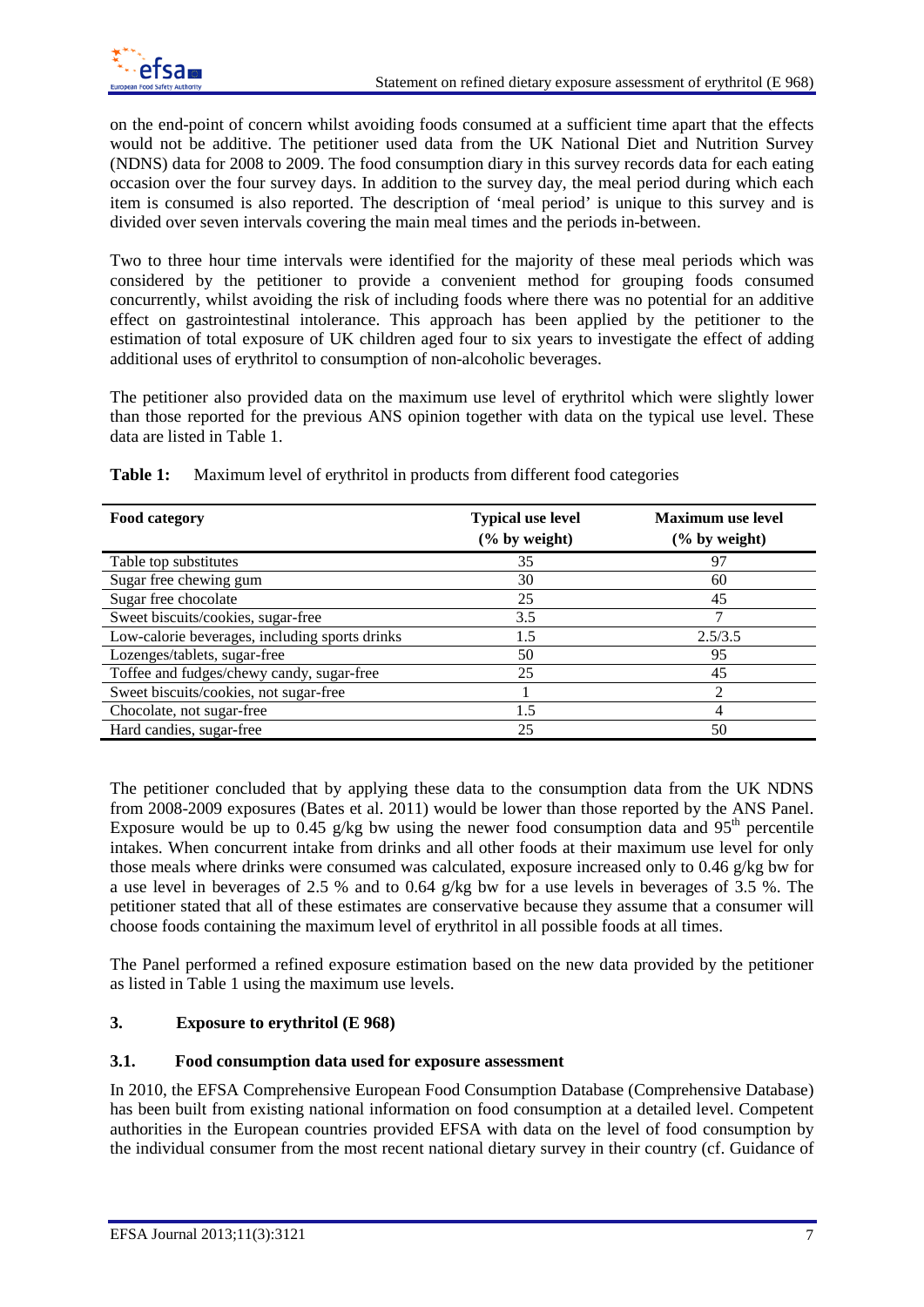on the end-point of concern whilst avoiding foods consumed at a sufficient time apart that the effects would not be additive. The petitioner used data from the UK National Diet and Nutrition Survey (NDNS) data for 2008 to 2009. The food consumption diary in this survey records data for each eating occasion over the four survey days. In addition to the survey day, the meal period during which each item is consumed is also reported. The description of 'meal period' is unique to this survey and is divided over seven intervals covering the main meal times and the periods in-between.

Two to three hour time intervals were identified for the majority of these meal periods which was considered by the petitioner to provide a convenient method for grouping foods consumed concurrently, whilst avoiding the risk of including foods where there was no potential for an additive effect on gastrointestinal intolerance. This approach has been applied by the petitioner to the estimation of total exposure of UK children aged four to six years to investigate the effect of adding additional uses of erythritol to consumption of non-alcoholic beverages.

The petitioner also provided data on the maximum use level of erythritol which were slightly lower than those reported for the previous ANS opinion together with data on the typical use level. These data are listed in Table 1.

**Table 1:** Maximum level of erythritol in products from different food categories

| Food category | Typical use level (% by weight) | Maximum use level (% by weight) |
|---|---|---|
| Table top substitutes | 35 | 97 |
| Sugar free chewing gum | 30 | 60 |
| Sugar free chocolate | 25 | 45 |
| Sweet biscuits/cookies, sugar-free | 3.5 | 7 |
| Low-calorie beverages, including sports drinks | 1.5 | 2.5/3.5 |
| Lozenges/tablets, sugar-free | 50 | 95 |
| Toffee and fudges/chewy candy, sugar-free | 25 | 45 |
| Sweet biscuits/cookies, not sugar-free | 1 | 2 |
| Chocolate, not sugar-free | 1.5 | 4 |
| Hard candies, sugar-free | 25 | 50 |

The petitioner concluded that by applying these data to the consumption data from the UK NDNS from 2008-2009 exposures (Bates et al. 2011) would be lower than those reported by the ANS Panel. Exposure would be up to 0.45 g/kg bw using the newer food consumption data and 95$^{th}$ percentile intakes. When concurrent intake from drinks and all other foods at their maximum use level for only those meals where drinks were consumed was calculated, exposure increased only to 0.46 g/kg bw for a use level in beverages of 2.5 % and to 0.64 g/kg bw for a use levels in beverages of 3.5 %. The petitioner stated that all of these estimates are conservative because they assume that a consumer will choose foods containing the maximum level of erythritol in all possible foods at all times.

The Panel performed a refined exposure estimation based on the new data provided by the petitioner as listed in Table 1 using the maximum use levels.

## 3. Exposure to erythritol (E 968)

### 3.1. Food consumption data used for exposure assessment

In 2010, the EFSA Comprehensive European Food Consumption Database (Comprehensive Database) has been built from existing national information on food consumption at a detailed level. Competent authorities in the European countries provided EFSA with data on the level of food consumption by the individual consumer from the most recent national dietary survey in their country (cf. Guidance of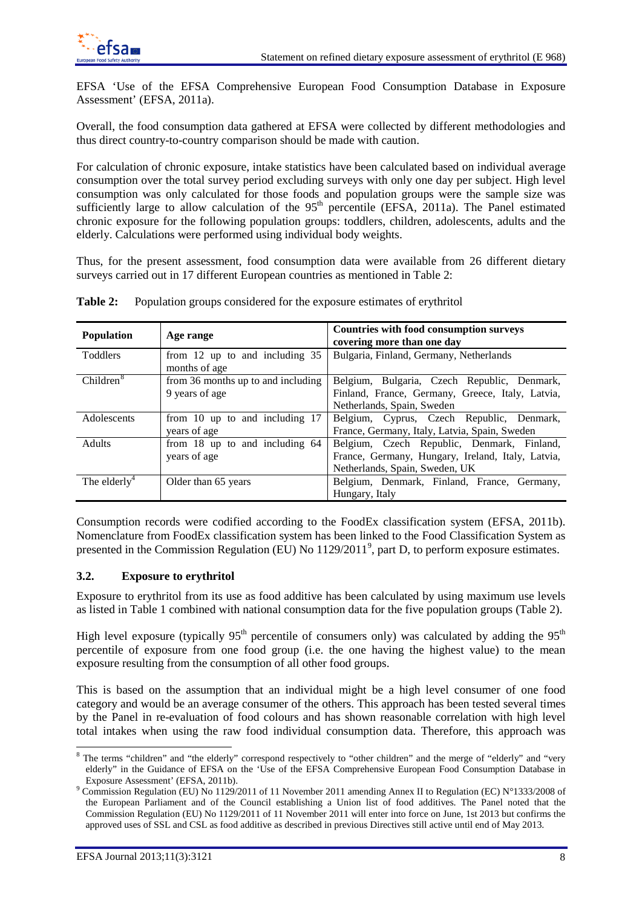EFSA 'Use of the EFSA Comprehensive European Food Consumption Database in Exposure Assessment' (EFSA, 2011a).

Overall, the food consumption data gathered at EFSA were collected by different methodologies and thus direct country-to-country comparison should be made with caution.

For calculation of chronic exposure, intake statistics have been calculated based on individual average consumption over the total survey period excluding surveys with only one day per subject. High level consumption was only calculated for those foods and population groups were the sample size was sufficiently large to allow calculation of the 95$^{th}$ percentile (EFSA, 2011a). The Panel estimated chronic exposure for the following population groups: toddlers, children, adolescents, adults and the elderly. Calculations were performed using individual body weights.

Thus, for the present assessment, food consumption data were available from 26 different dietary surveys carried out in 17 different European countries as mentioned in Table 2:

**Table 2:** Population groups considered for the exposure estimates of erythritol

| Population | Age range | Countries with food consumption surveys covering more than one day |
|---|---|---|
| Toddlers | from 12 up to and including 35 months of age | Bulgaria, Finland, Germany, Netherlands |
| Children[8] | from 36 months up to and including 9 years of age | Belgium, Bulgaria, Czech Republic, Denmark, Finland, France, Germany, Greece, Italy, Latvia, Netherlands, Spain, Sweden |
| Adolescents | from 10 up to and including 17 years of age | Belgium, Cyprus, Czech Republic, Denmark, France, Germany, Italy, Latvia, Spain, Sweden |
| Adults | from 18 up to and including 64 years of age | Belgium, Czech Republic, Denmark, Finland, France, Germany, Hungary, Ireland, Italy, Latvia, Netherlands, Spain, Sweden, UK |
| The elderly[4] | Older than 65 years | Belgium, Denmark, Finland, France, Germany, Hungary, Italy |

Consumption records were codified according to the FoodEx classification system (EFSA, 2011b). Nomenclature from FoodEx classification system has been linked to the Food Classification System as presented in the Commission Regulation (EU) No 1129/2011[9], part D, to perform exposure estimates.

## 3.2. Exposure to erythritol

Exposure to erythritol from its use as food additive has been calculated by using maximum use levels as listed in Table 1 combined with national consumption data for the five population groups (Table 2).

High level exposure (typically 95$^{th}$ percentile of consumers only) was calculated by adding the 95$^{th}$ percentile of exposure from one food group (i.e. the one having the highest value) to the mean exposure resulting from the consumption of all other food groups.

This is based on the assumption that an individual might be a high level consumer of one food category and would be an average consumer of the others. This approach has been tested several times by the Panel in re-evaluation of food colours and has shown reasonable correlation with high level total intakes when using the raw food individual consumption data. Therefore, this approach was

---

[8] The terms "children" and "the elderly" correspond respectively to "other children" and the merge of "elderly" and "very elderly" in the Guidance of EFSA on the 'Use of the EFSA Comprehensive European Food Consumption Database in Exposure Assessment' (EFSA, 2011b).

[9] Commission Regulation (EU) No 1129/2011 of 11 November 2011 amending Annex II to Regulation (EC) N°1333/2008 of the European Parliament and of the Council establishing a Union list of food additives. The Panel noted that the Commission Regulation (EU) No 1129/2011 of 11 November 2011 will enter into force on June, 1st 2013 but confirms the approved uses of SSL and CSL as food additive as described in previous Directives still active until end of May 2013.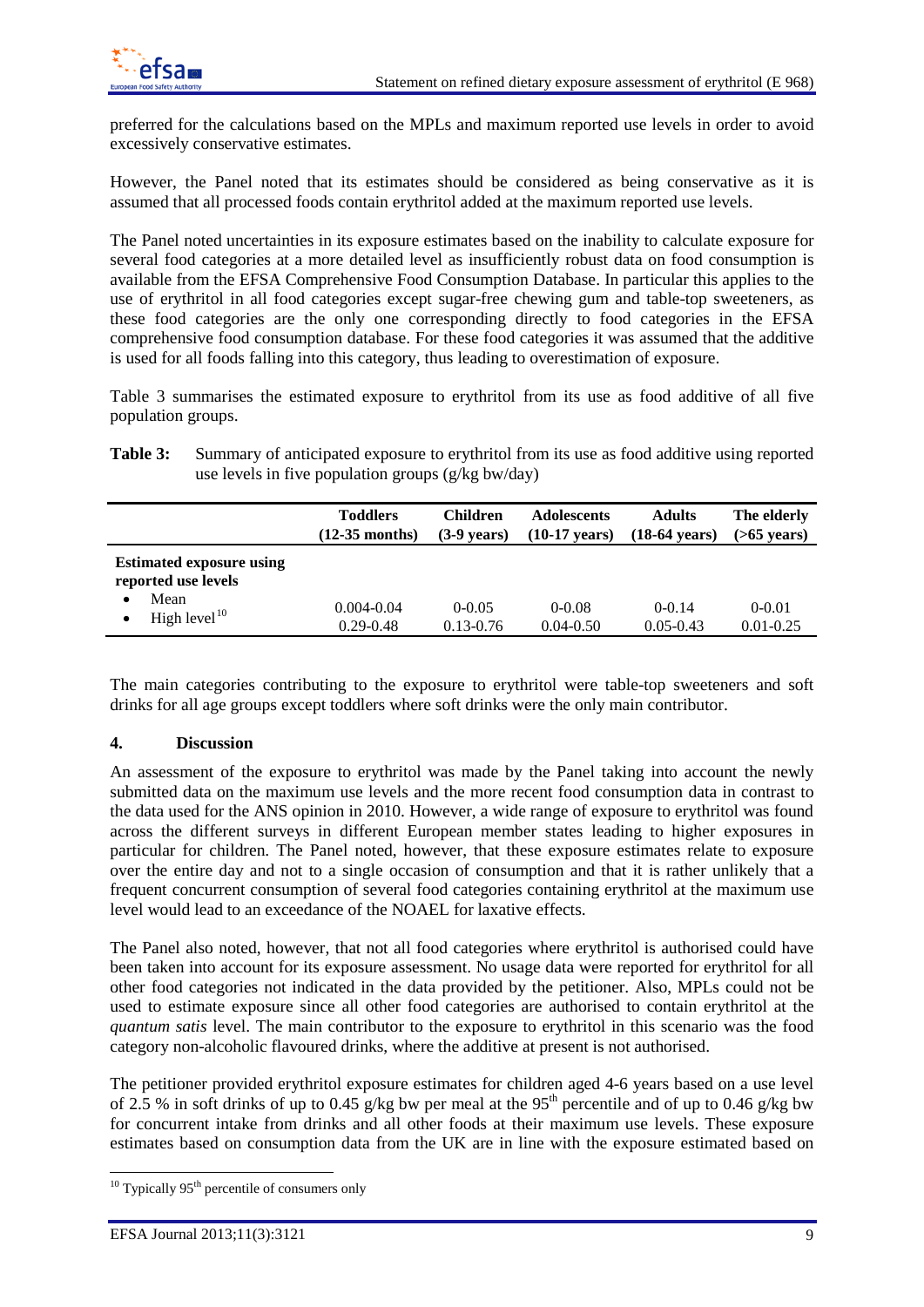preferred for the calculations based on the MPLs and maximum reported use levels in order to avoid excessively conservative estimates.

However, the Panel noted that its estimates should be considered as being conservative as it is assumed that all processed foods contain erythritol added at the maximum reported use levels.

The Panel noted uncertainties in its exposure estimates based on the inability to calculate exposure for several food categories at a more detailed level as insufficiently robust data on food consumption is available from the EFSA Comprehensive Food Consumption Database. In particular this applies to the use of erythritol in all food categories except sugar-free chewing gum and table-top sweeteners, as these food categories are the only one corresponding directly to food categories in the EFSA comprehensive food consumption database. For these food categories it was assumed that the additive is used for all foods falling into this category, thus leading to overestimation of exposure.

Table 3 summarises the estimated exposure to erythritol from its use as food additive of all five population groups.

**Table 3:** Summary of anticipated exposure to erythritol from its use as food additive using reported use levels in five population groups (g/kg bw/day)

| | Toddlers (12-35 months) | Children (3-9 years) | Adolescents (10-17 years) | Adults (18-64 years) | The elderly (>65 years) |
|---|---|---|---|---|---|
| **Estimated exposure using reported use levels** | | | | | |
| • Mean | 0.004-0.04 | 0-0.05 | 0-0.08 | 0-0.14 | 0-0.01 |
| • High level[10] | 0.29-0.48 | 0.13-0.76 | 0.04-0.50 | 0.05-0.43 | 0.01-0.25 |

The main categories contributing to the exposure to erythritol were table-top sweeteners and soft drinks for all age groups except toddlers where soft drinks were the only main contributor.

## 4. Discussion

An assessment of the exposure to erythritol was made by the Panel taking into account the newly submitted data on the maximum use levels and the more recent food consumption data in contrast to the data used for the ANS opinion in 2010. However, a wide range of exposure to erythritol was found across the different surveys in different European member states leading to higher exposures in particular for children. The Panel noted, however, that these exposure estimates relate to exposure over the entire day and not to a single occasion of consumption and that it is rather unlikely that a frequent concurrent consumption of several food categories containing erythritol at the maximum use level would lead to an exceedance of the NOAEL for laxative effects.

The Panel also noted, however, that not all food categories where erythritol is authorised could have been taken into account for its exposure assessment. No usage data were reported for erythritol for all other food categories not indicated in the data provided by the petitioner. Also, MPLs could not be used to estimate exposure since all other food categories are authorised to contain erythritol at the *quantum satis* level. The main contributor to the exposure to erythritol in this scenario was the food category non-alcoholic flavoured drinks, where the additive at present is not authorised.

The petitioner provided erythritol exposure estimates for children aged 4-6 years based on a use level of 2.5 % in soft drinks of up to 0.45 g/kg bw per meal at the 95th percentile and of up to 0.46 g/kg bw for concurrent intake from drinks and all other foods at their maximum use levels. These exposure estimates based on consumption data from the UK are in line with the exposure estimated based on

[10] Typically 95th percentile of consumers only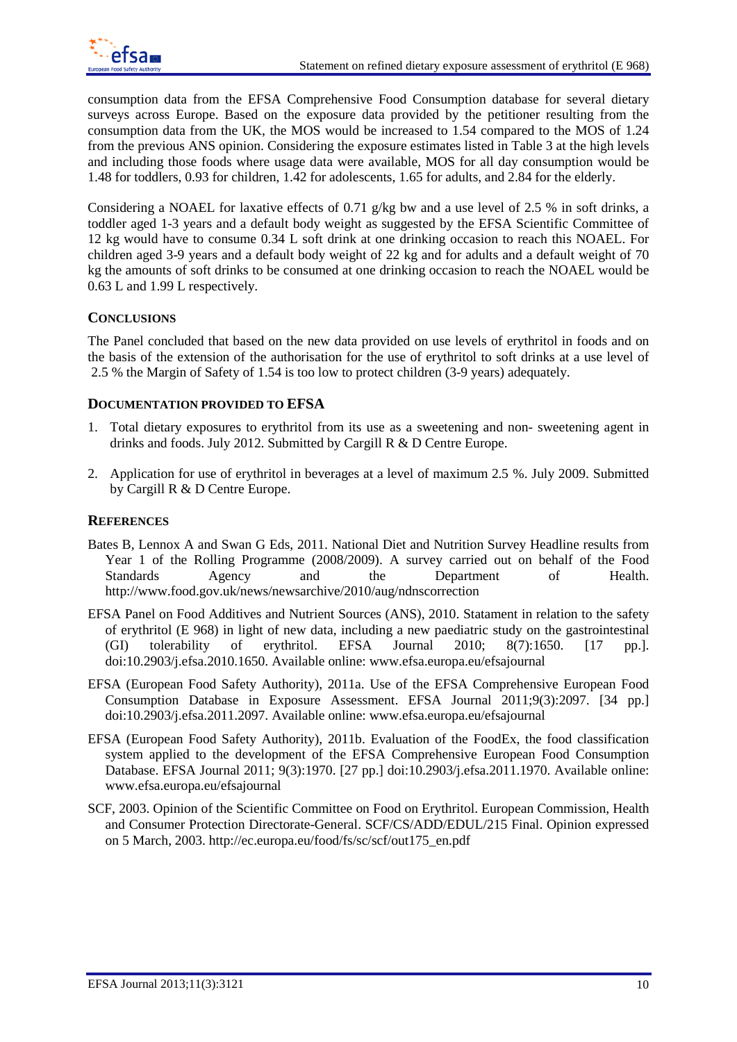consumption data from the EFSA Comprehensive Food Consumption database for several dietary surveys across Europe. Based on the exposure data provided by the petitioner resulting from the consumption data from the UK, the MOS would be increased to 1.54 compared to the MOS of 1.24 from the previous ANS opinion. Considering the exposure estimates listed in Table 3 at the high levels and including those foods where usage data were available, MOS for all day consumption would be 1.48 for toddlers, 0.93 for children, 1.42 for adolescents, 1.65 for adults, and 2.84 for the elderly.

Considering a NOAEL for laxative effects of 0.71 g/kg bw and a use level of 2.5 % in soft drinks, a toddler aged 1-3 years and a default body weight as suggested by the EFSA Scientific Committee of 12 kg would have to consume 0.34 L soft drink at one drinking occasion to reach this NOAEL. For children aged 3-9 years and a default body weight of 22 kg and for adults and a default weight of 70 kg the amounts of soft drinks to be consumed at one drinking occasion to reach the NOAEL would be 0.63 L and 1.99 L respectively.

## Conclusions

The Panel concluded that based on the new data provided on use levels of erythritol in foods and on the basis of the extension of the authorisation for the use of erythritol to soft drinks at a use level of 2.5 % the Margin of Safety of 1.54 is too low to protect children (3-9 years) adequately.

## Documentation provided to EFSA

1. Total dietary exposures to erythritol from its use as a sweetening and non- sweetening agent in drinks and foods. July 2012. Submitted by Cargill R & D Centre Europe.

2. Application for use of erythritol in beverages at a level of maximum 2.5 %. July 2009. Submitted by Cargill R & D Centre Europe.

## References

Bates B, Lennox A and Swan G Eds, 2011. National Diet and Nutrition Survey Headline results from Year 1 of the Rolling Programme (2008/2009). A survey carried out on behalf of the Food Standards Agency and the Department of Health. http://www.food.gov.uk/news/newsarchive/2010/aug/ndnscorrection

EFSA Panel on Food Additives and Nutrient Sources (ANS), 2010. Statament in relation to the safety of erythritol (E 968) in light of new data, including a new paediatric study on the gastrointestinal (GI) tolerability of erythritol. EFSA Journal 2010; 8(7):1650. [17 pp.]. doi:10.2903/j.efsa.2010.1650. Available online: www.efsa.europa.eu/efsajournal

EFSA (European Food Safety Authority), 2011a. Use of the EFSA Comprehensive European Food Consumption Database in Exposure Assessment. EFSA Journal 2011;9(3):2097. [34 pp.] doi:10.2903/j.efsa.2011.2097. Available online: www.efsa.europa.eu/efsajournal

EFSA (European Food Safety Authority), 2011b. Evaluation of the FoodEx, the food classification system applied to the development of the EFSA Comprehensive European Food Consumption Database. EFSA Journal 2011; 9(3):1970. [27 pp.] doi:10.2903/j.efsa.2011.1970. Available online: www.efsa.europa.eu/efsajournal

SCF, 2003. Opinion of the Scientific Committee on Food on Erythritol. European Commission, Health and Consumer Protection Directorate-General. SCF/CS/ADD/EDUL/215 Final. Opinion expressed on 5 March, 2003. http://ec.europa.eu/food/fs/sc/scf/out175_en.pdf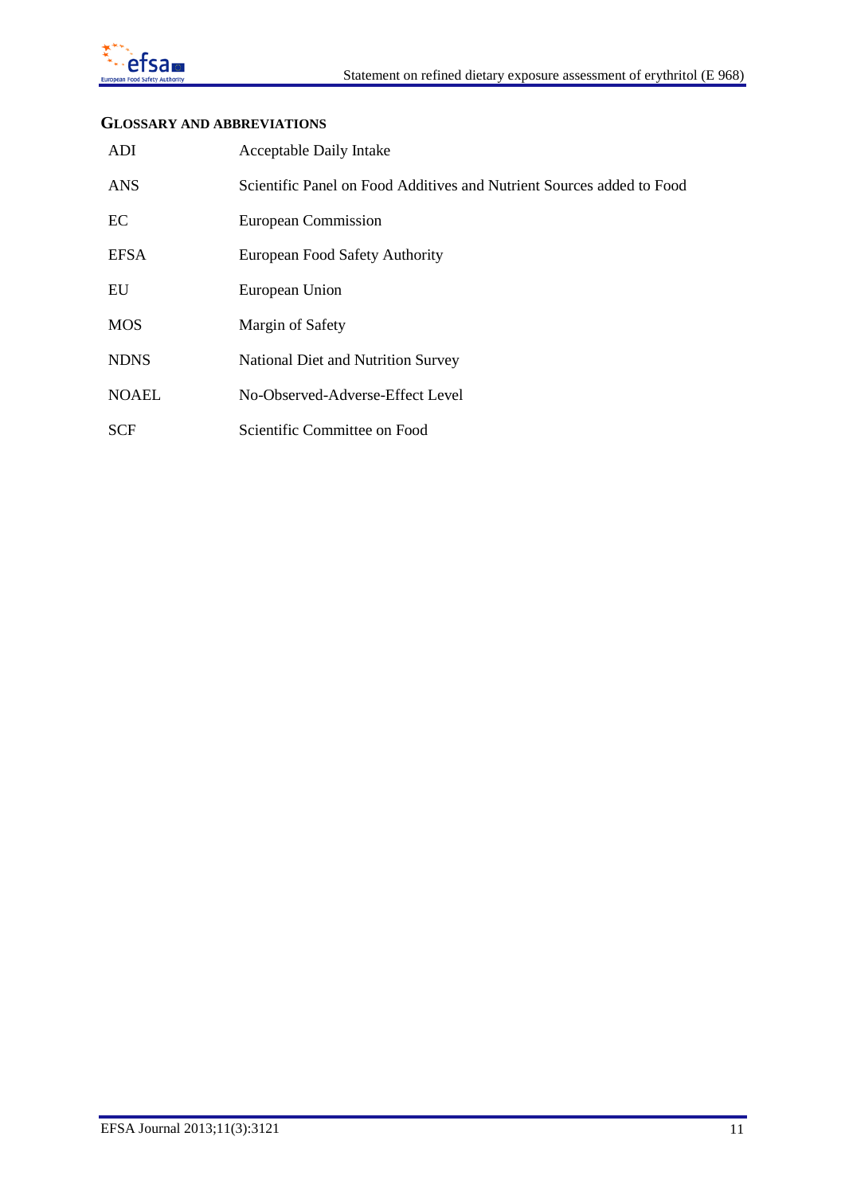## GLOSSARY AND ABBREVIATIONS

| | |
|---|---|
| ADI | Acceptable Daily Intake |
| ANS | Scientific Panel on Food Additives and Nutrient Sources added to Food |
| EC | European Commission |
| EFSA | European Food Safety Authority |
| EU | European Union |
| MOS | Margin of Safety |
| NDNS | National Diet and Nutrition Survey |
| NOAEL | No-Observed-Adverse-Effect Level |
| SCF | Scientific Committee on Food |